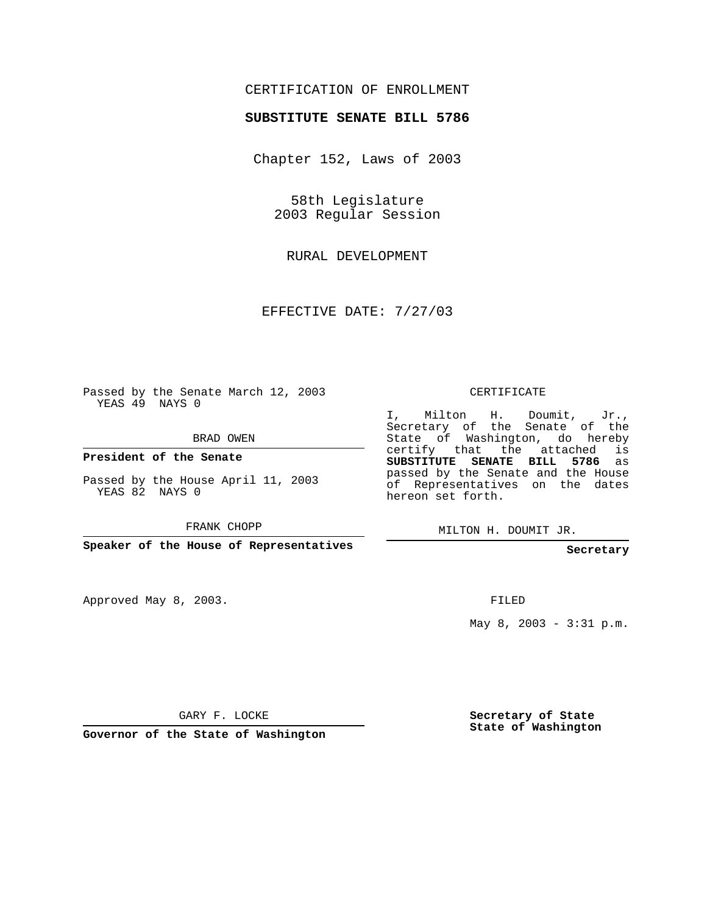CERTIFICATION OF ENROLLMENT

**SUBSTITUTE SENATE BILL 5786**

Chapter 152, Laws of 2003

58th Legislature
2003 Regular Session

RURAL DEVELOPMENT

EFFECTIVE DATE: 7/27/03

Passed by the Senate March 12, 2003
YEAS 49 NAYS 0

BRAD OWEN

**President of the Senate**

Passed by the House April 11, 2003
YEAS 82 NAYS 0

FRANK CHOPP

**Speaker of the House of Representatives**

Approved May 8, 2003.

GARY F. LOCKE

**Governor of the State of Washington**

CERTIFICATE

I, Milton H. Doumit, Jr., Secretary of the Senate of the State of Washington, do hereby certify that the attached is **SUBSTITUTE SENATE BILL 5786** as passed by the Senate and the House of Representatives on the dates hereon set forth.

MILTON H. DOUMIT JR.

**Secretary**

FILED

May 8, 2003 - 3:31 p.m.

**Secretary of State**
**State of Washington**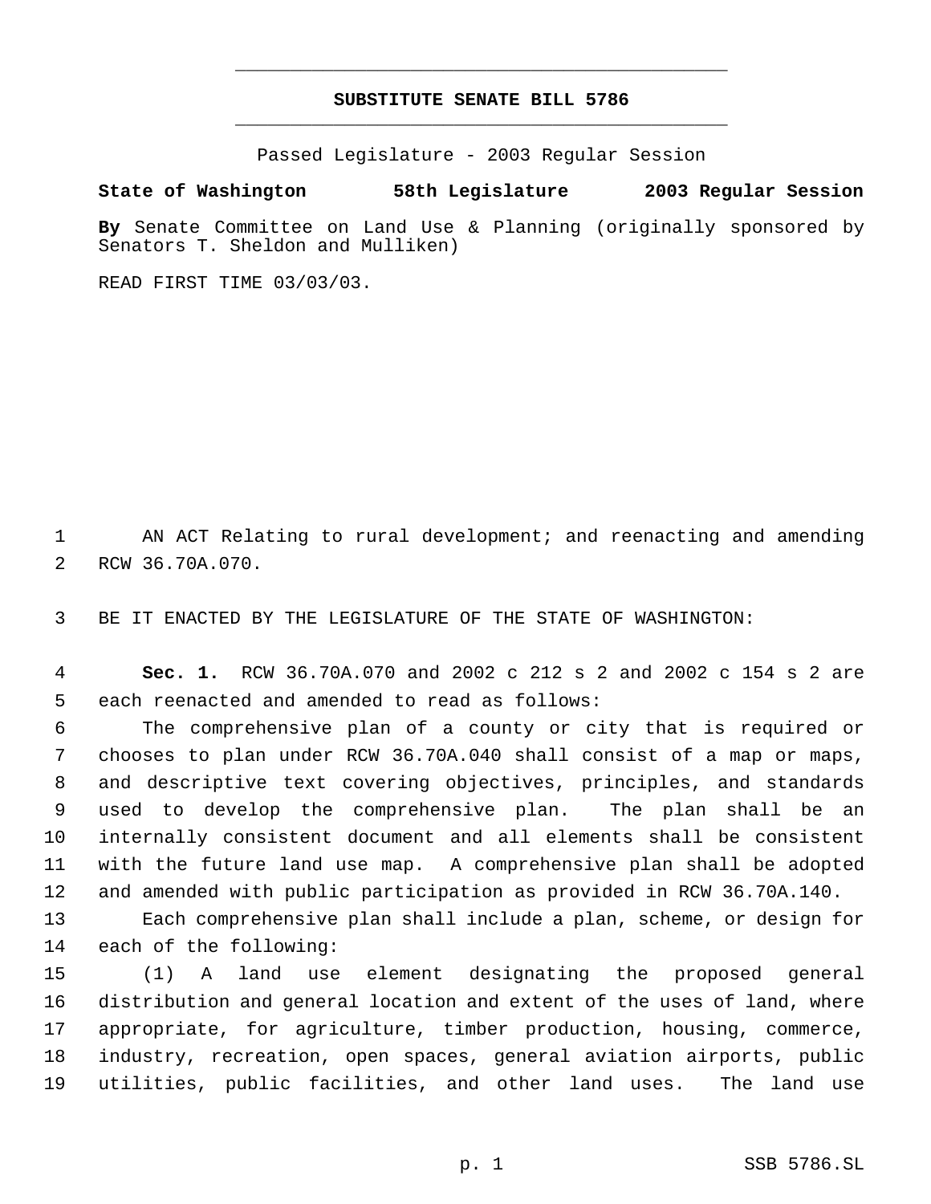# SUBSTITUTE SENATE BILL 5786

Passed Legislature - 2003 Regular Session

**State of Washington 58th Legislature 2003 Regular Session**

**By** Senate Committee on Land Use & Planning (originally sponsored by Senators T. Sheldon and Mulliken)

READ FIRST TIME 03/03/03.

AN ACT Relating to rural development; and reenacting and amending RCW 36.70A.070.

BE IT ENACTED BY THE LEGISLATURE OF THE STATE OF WASHINGTON:

**Sec. 1.** RCW 36.70A.070 and 2002 c 212 s 2 and 2002 c 154 s 2 are each reenacted and amended to read as follows:

The comprehensive plan of a county or city that is required or chooses to plan under RCW 36.70A.040 shall consist of a map or maps, and descriptive text covering objectives, principles, and standards used to develop the comprehensive plan. The plan shall be an internally consistent document and all elements shall be consistent with the future land use map. A comprehensive plan shall be adopted and amended with public participation as provided in RCW 36.70A.140.

Each comprehensive plan shall include a plan, scheme, or design for each of the following:

(1) A land use element designating the proposed general distribution and general location and extent of the uses of land, where appropriate, for agriculture, timber production, housing, commerce, industry, recreation, open spaces, general aviation airports, public utilities, public facilities, and other land uses. The land use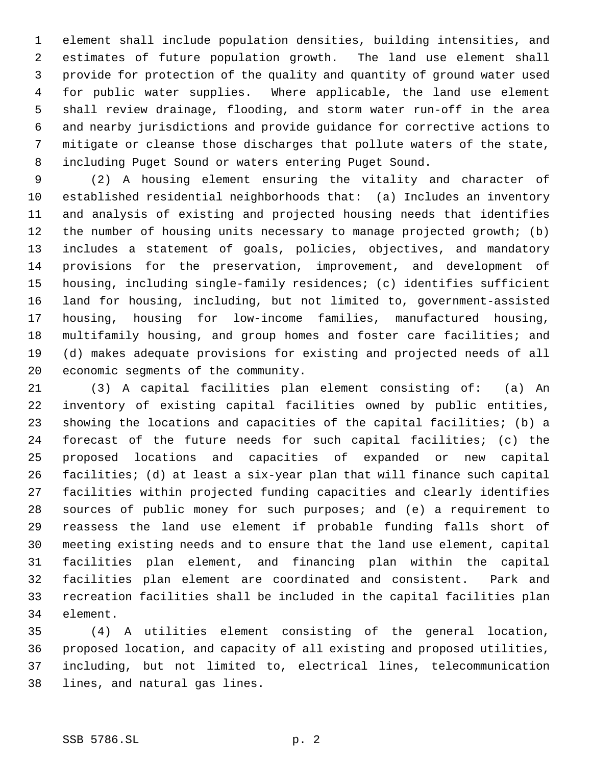element shall include population densities, building intensities, and estimates of future population growth. The land use element shall provide for protection of the quality and quantity of ground water used for public water supplies. Where applicable, the land use element shall review drainage, flooding, and storm water run-off in the area and nearby jurisdictions and provide guidance for corrective actions to mitigate or cleanse those discharges that pollute waters of the state, including Puget Sound or waters entering Puget Sound.

(2) A housing element ensuring the vitality and character of established residential neighborhoods that: (a) Includes an inventory and analysis of existing and projected housing needs that identifies the number of housing units necessary to manage projected growth; (b) includes a statement of goals, policies, objectives, and mandatory provisions for the preservation, improvement, and development of housing, including single-family residences; (c) identifies sufficient land for housing, including, but not limited to, government-assisted housing, housing for low-income families, manufactured housing, multifamily housing, and group homes and foster care facilities; and (d) makes adequate provisions for existing and projected needs of all economic segments of the community.

(3) A capital facilities plan element consisting of: (a) An inventory of existing capital facilities owned by public entities, showing the locations and capacities of the capital facilities; (b) a forecast of the future needs for such capital facilities; (c) the proposed locations and capacities of expanded or new capital facilities; (d) at least a six-year plan that will finance such capital facilities within projected funding capacities and clearly identifies sources of public money for such purposes; and (e) a requirement to reassess the land use element if probable funding falls short of meeting existing needs and to ensure that the land use element, capital facilities plan element, and financing plan within the capital facilities plan element are coordinated and consistent. Park and recreation facilities shall be included in the capital facilities plan element.

(4) A utilities element consisting of the general location, proposed location, and capacity of all existing and proposed utilities, including, but not limited to, electrical lines, telecommunication lines, and natural gas lines.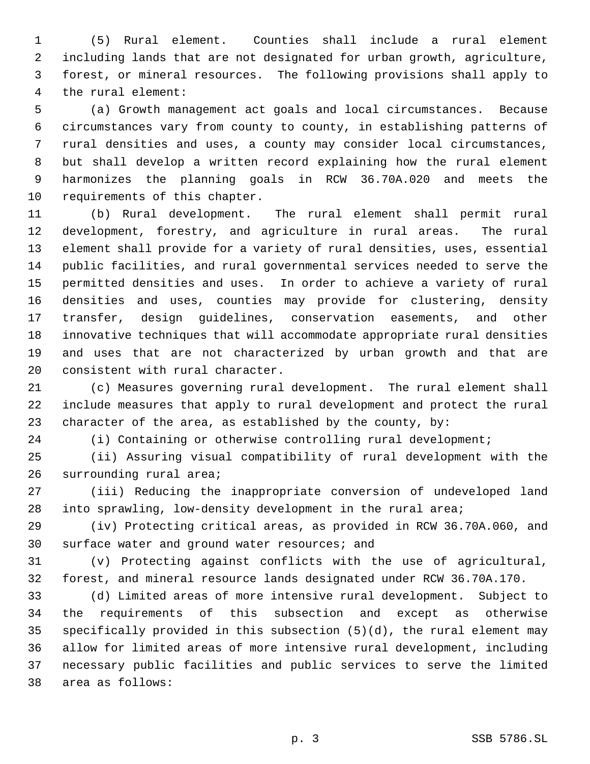(5) Rural element. Counties shall include a rural element including lands that are not designated for urban growth, agriculture, forest, or mineral resources. The following provisions shall apply to the rural element:

(a) Growth management act goals and local circumstances. Because circumstances vary from county to county, in establishing patterns of rural densities and uses, a county may consider local circumstances, but shall develop a written record explaining how the rural element harmonizes the planning goals in RCW 36.70A.020 and meets the requirements of this chapter.

(b) Rural development. The rural element shall permit rural development, forestry, and agriculture in rural areas. The rural element shall provide for a variety of rural densities, uses, essential public facilities, and rural governmental services needed to serve the permitted densities and uses. In order to achieve a variety of rural densities and uses, counties may provide for clustering, density transfer, design guidelines, conservation easements, and other innovative techniques that will accommodate appropriate rural densities and uses that are not characterized by urban growth and that are consistent with rural character.

(c) Measures governing rural development. The rural element shall include measures that apply to rural development and protect the rural character of the area, as established by the county, by:

(i) Containing or otherwise controlling rural development;

(ii) Assuring visual compatibility of rural development with the surrounding rural area;

(iii) Reducing the inappropriate conversion of undeveloped land into sprawling, low-density development in the rural area;

(iv) Protecting critical areas, as provided in RCW 36.70A.060, and surface water and ground water resources; and

(v) Protecting against conflicts with the use of agricultural, forest, and mineral resource lands designated under RCW 36.70A.170.

(d) Limited areas of more intensive rural development. Subject to the requirements of this subsection and except as otherwise specifically provided in this subsection (5)(d), the rural element may allow for limited areas of more intensive rural development, including necessary public facilities and public services to serve the limited area as follows: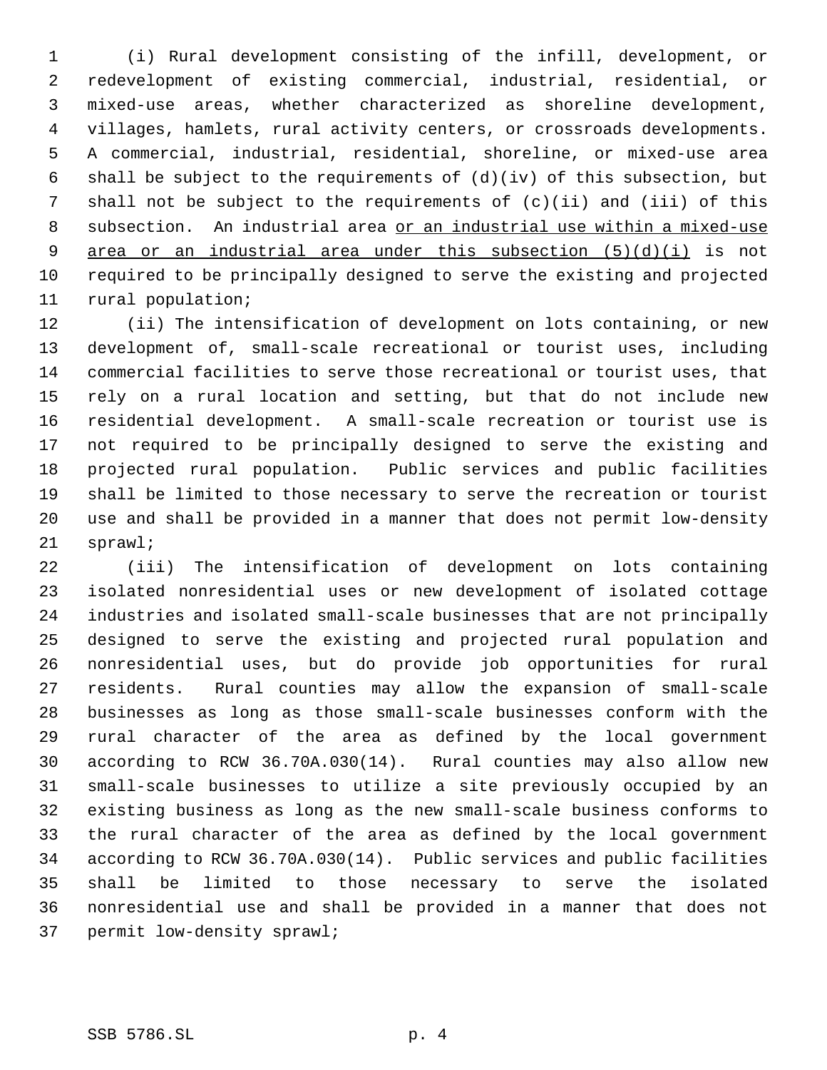(i) Rural development consisting of the infill, development, or redevelopment of existing commercial, industrial, residential, or mixed-use areas, whether characterized as shoreline development, villages, hamlets, rural activity centers, or crossroads developments. A commercial, industrial, residential, shoreline, or mixed-use area shall be subject to the requirements of (d)(iv) of this subsection, but shall not be subject to the requirements of (c)(ii) and (iii) of this subsection. An industrial area <u>or an industrial use within a mixed-use area or an industrial area under this subsection (5)(d)(i)</u> is not required to be principally designed to serve the existing and projected rural population;

(ii) The intensification of development on lots containing, or new development of, small-scale recreational or tourist uses, including commercial facilities to serve those recreational or tourist uses, that rely on a rural location and setting, but that do not include new residential development. A small-scale recreation or tourist use is not required to be principally designed to serve the existing and projected rural population. Public services and public facilities shall be limited to those necessary to serve the recreation or tourist use and shall be provided in a manner that does not permit low-density sprawl;

(iii) The intensification of development on lots containing isolated nonresidential uses or new development of isolated cottage industries and isolated small-scale businesses that are not principally designed to serve the existing and projected rural population and nonresidential uses, but do provide job opportunities for rural residents. Rural counties may allow the expansion of small-scale businesses as long as those small-scale businesses conform with the rural character of the area as defined by the local government according to RCW 36.70A.030(14). Rural counties may also allow new small-scale businesses to utilize a site previously occupied by an existing business as long as the new small-scale business conforms to the rural character of the area as defined by the local government according to RCW 36.70A.030(14). Public services and public facilities shall be limited to those necessary to serve the isolated nonresidential use and shall be provided in a manner that does not permit low-density sprawl;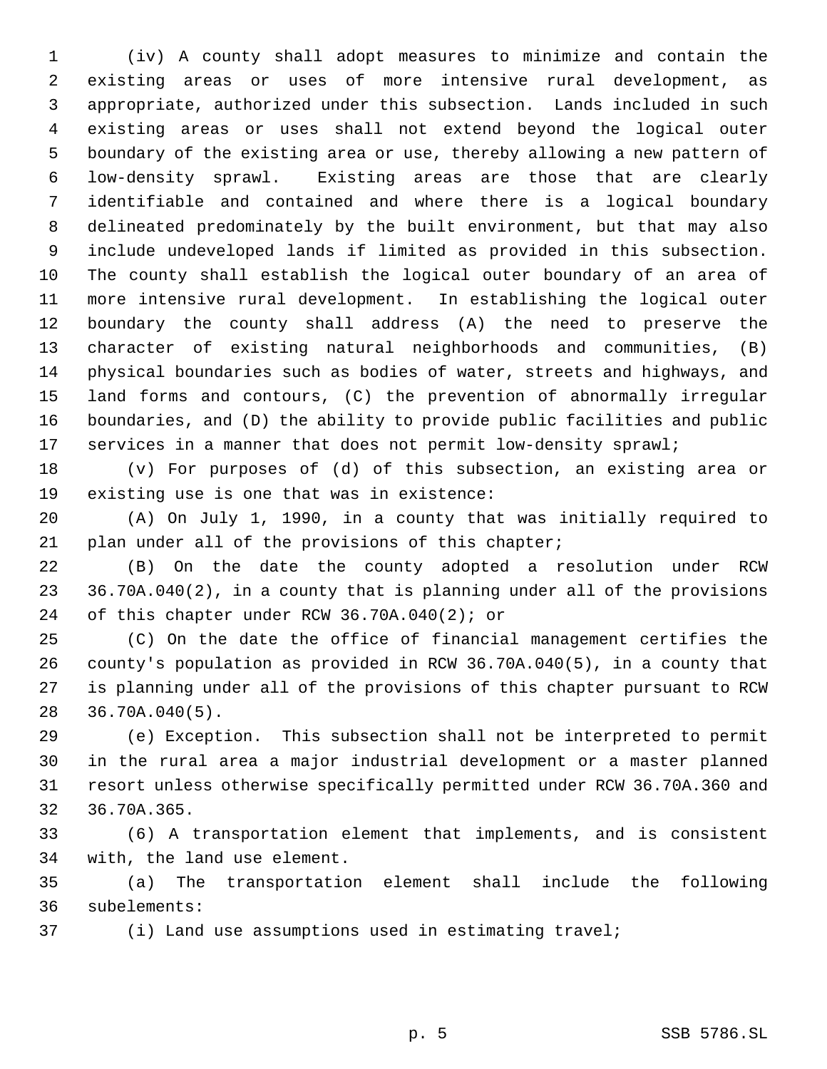(iv) A county shall adopt measures to minimize and contain the existing areas or uses of more intensive rural development, as appropriate, authorized under this subsection. Lands included in such existing areas or uses shall not extend beyond the logical outer boundary of the existing area or use, thereby allowing a new pattern of low-density sprawl. Existing areas are those that are clearly identifiable and contained and where there is a logical boundary delineated predominately by the built environment, but that may also include undeveloped lands if limited as provided in this subsection. The county shall establish the logical outer boundary of an area of more intensive rural development. In establishing the logical outer boundary the county shall address (A) the need to preserve the character of existing natural neighborhoods and communities, (B) physical boundaries such as bodies of water, streets and highways, and land forms and contours, (C) the prevention of abnormally irregular boundaries, and (D) the ability to provide public facilities and public services in a manner that does not permit low-density sprawl;

(v) For purposes of (d) of this subsection, an existing area or existing use is one that was in existence:

(A) On July 1, 1990, in a county that was initially required to plan under all of the provisions of this chapter;

(B) On the date the county adopted a resolution under RCW 36.70A.040(2), in a county that is planning under all of the provisions of this chapter under RCW 36.70A.040(2); or

(C) On the date the office of financial management certifies the county's population as provided in RCW 36.70A.040(5), in a county that is planning under all of the provisions of this chapter pursuant to RCW 36.70A.040(5).

(e) Exception. This subsection shall not be interpreted to permit in the rural area a major industrial development or a master planned resort unless otherwise specifically permitted under RCW 36.70A.360 and 36.70A.365.

(6) A transportation element that implements, and is consistent with, the land use element.

(a) The transportation element shall include the following subelements:

(i) Land use assumptions used in estimating travel;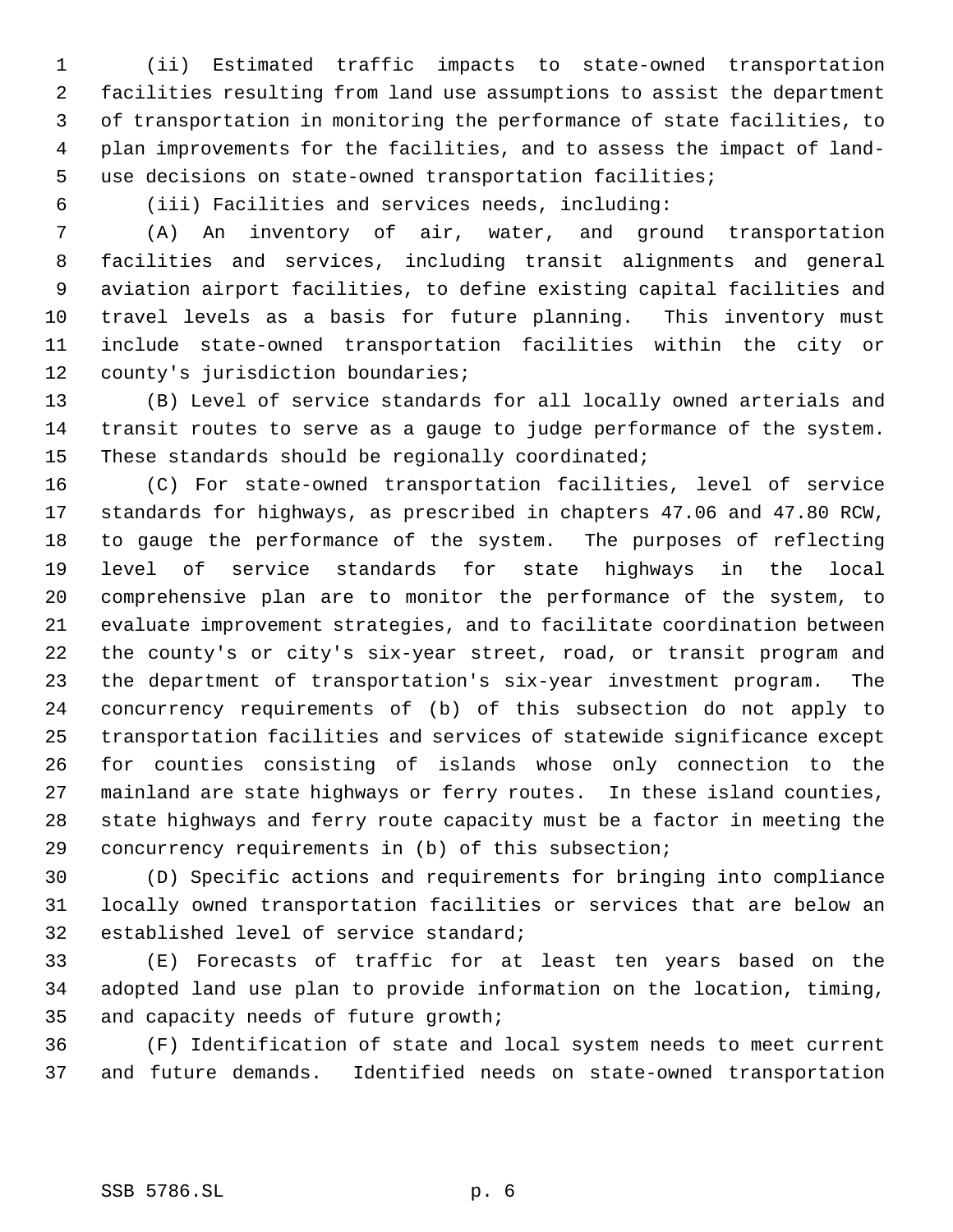(ii) Estimated traffic impacts to state-owned transportation facilities resulting from land use assumptions to assist the department of transportation in monitoring the performance of state facilities, to plan improvements for the facilities, and to assess the impact of land-use decisions on state-owned transportation facilities;

(iii) Facilities and services needs, including:

(A) An inventory of air, water, and ground transportation facilities and services, including transit alignments and general aviation airport facilities, to define existing capital facilities and travel levels as a basis for future planning. This inventory must include state-owned transportation facilities within the city or county's jurisdiction boundaries;

(B) Level of service standards for all locally owned arterials and transit routes to serve as a gauge to judge performance of the system. These standards should be regionally coordinated;

(C) For state-owned transportation facilities, level of service standards for highways, as prescribed in chapters 47.06 and 47.80 RCW, to gauge the performance of the system. The purposes of reflecting level of service standards for state highways in the local comprehensive plan are to monitor the performance of the system, to evaluate improvement strategies, and to facilitate coordination between the county's or city's six-year street, road, or transit program and the department of transportation's six-year investment program. The concurrency requirements of (b) of this subsection do not apply to transportation facilities and services of statewide significance except for counties consisting of islands whose only connection to the mainland are state highways or ferry routes. In these island counties, state highways and ferry route capacity must be a factor in meeting the concurrency requirements in (b) of this subsection;

(D) Specific actions and requirements for bringing into compliance locally owned transportation facilities or services that are below an established level of service standard;

(E) Forecasts of traffic for at least ten years based on the adopted land use plan to provide information on the location, timing, and capacity needs of future growth;

(F) Identification of state and local system needs to meet current and future demands. Identified needs on state-owned transportation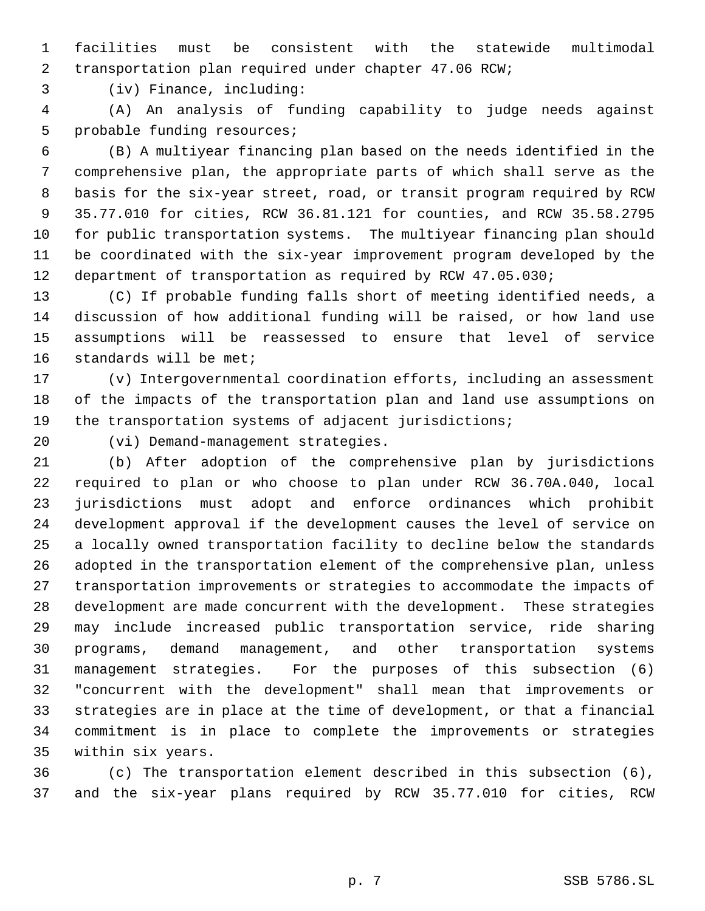facilities must be consistent with the statewide multimodal transportation plan required under chapter 47.06 RCW;

(iv) Finance, including:

(A) An analysis of funding capability to judge needs against probable funding resources;

(B) A multiyear financing plan based on the needs identified in the comprehensive plan, the appropriate parts of which shall serve as the basis for the six-year street, road, or transit program required by RCW 35.77.010 for cities, RCW 36.81.121 for counties, and RCW 35.58.2795 for public transportation systems. The multiyear financing plan should be coordinated with the six-year improvement program developed by the department of transportation as required by RCW 47.05.030;

(C) If probable funding falls short of meeting identified needs, a discussion of how additional funding will be raised, or how land use assumptions will be reassessed to ensure that level of service standards will be met;

(v) Intergovernmental coordination efforts, including an assessment of the impacts of the transportation plan and land use assumptions on the transportation systems of adjacent jurisdictions;

(vi) Demand-management strategies.

(b) After adoption of the comprehensive plan by jurisdictions required to plan or who choose to plan under RCW 36.70A.040, local jurisdictions must adopt and enforce ordinances which prohibit development approval if the development causes the level of service on a locally owned transportation facility to decline below the standards adopted in the transportation element of the comprehensive plan, unless transportation improvements or strategies to accommodate the impacts of development are made concurrent with the development. These strategies may include increased public transportation service, ride sharing programs, demand management, and other transportation systems management strategies. For the purposes of this subsection (6) "concurrent with the development" shall mean that improvements or strategies are in place at the time of development, or that a financial commitment is in place to complete the improvements or strategies within six years.

(c) The transportation element described in this subsection (6), and the six-year plans required by RCW 35.77.010 for cities, RCW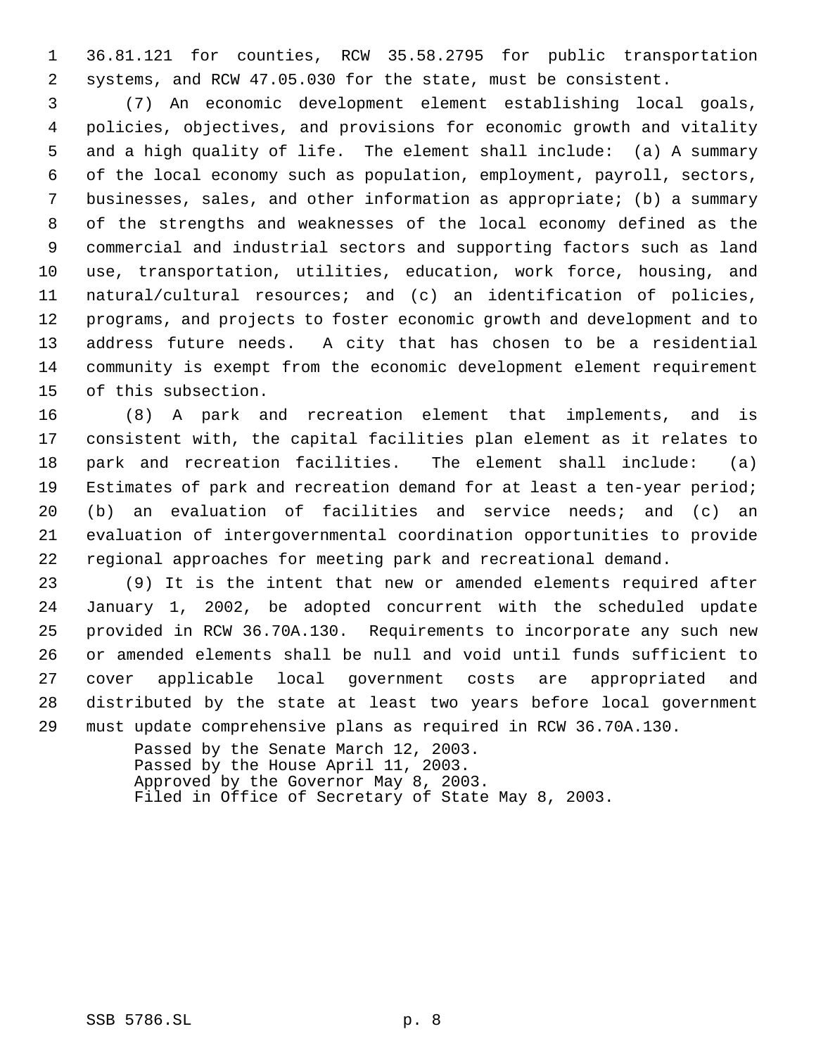36.81.121 for counties, RCW 35.58.2795 for public transportation systems, and RCW 47.05.030 for the state, must be consistent.

(7) An economic development element establishing local goals, policies, objectives, and provisions for economic growth and vitality and a high quality of life. The element shall include: (a) A summary of the local economy such as population, employment, payroll, sectors, businesses, sales, and other information as appropriate; (b) a summary of the strengths and weaknesses of the local economy defined as the commercial and industrial sectors and supporting factors such as land use, transportation, utilities, education, work force, housing, and natural/cultural resources; and (c) an identification of policies, programs, and projects to foster economic growth and development and to address future needs. A city that has chosen to be a residential community is exempt from the economic development element requirement of this subsection.

(8) A park and recreation element that implements, and is consistent with, the capital facilities plan element as it relates to park and recreation facilities. The element shall include: (a) Estimates of park and recreation demand for at least a ten-year period; (b) an evaluation of facilities and service needs; and (c) an evaluation of intergovernmental coordination opportunities to provide regional approaches for meeting park and recreational demand.

(9) It is the intent that new or amended elements required after January 1, 2002, be adopted concurrent with the scheduled update provided in RCW 36.70A.130. Requirements to incorporate any such new or amended elements shall be null and void until funds sufficient to cover applicable local government costs are appropriated and distributed by the state at least two years before local government must update comprehensive plans as required in RCW 36.70A.130.

Passed by the Senate March 12, 2003.
Passed by the House April 11, 2003.
Approved by the Governor May 8, 2003.
Filed in Office of Secretary of State May 8, 2003.